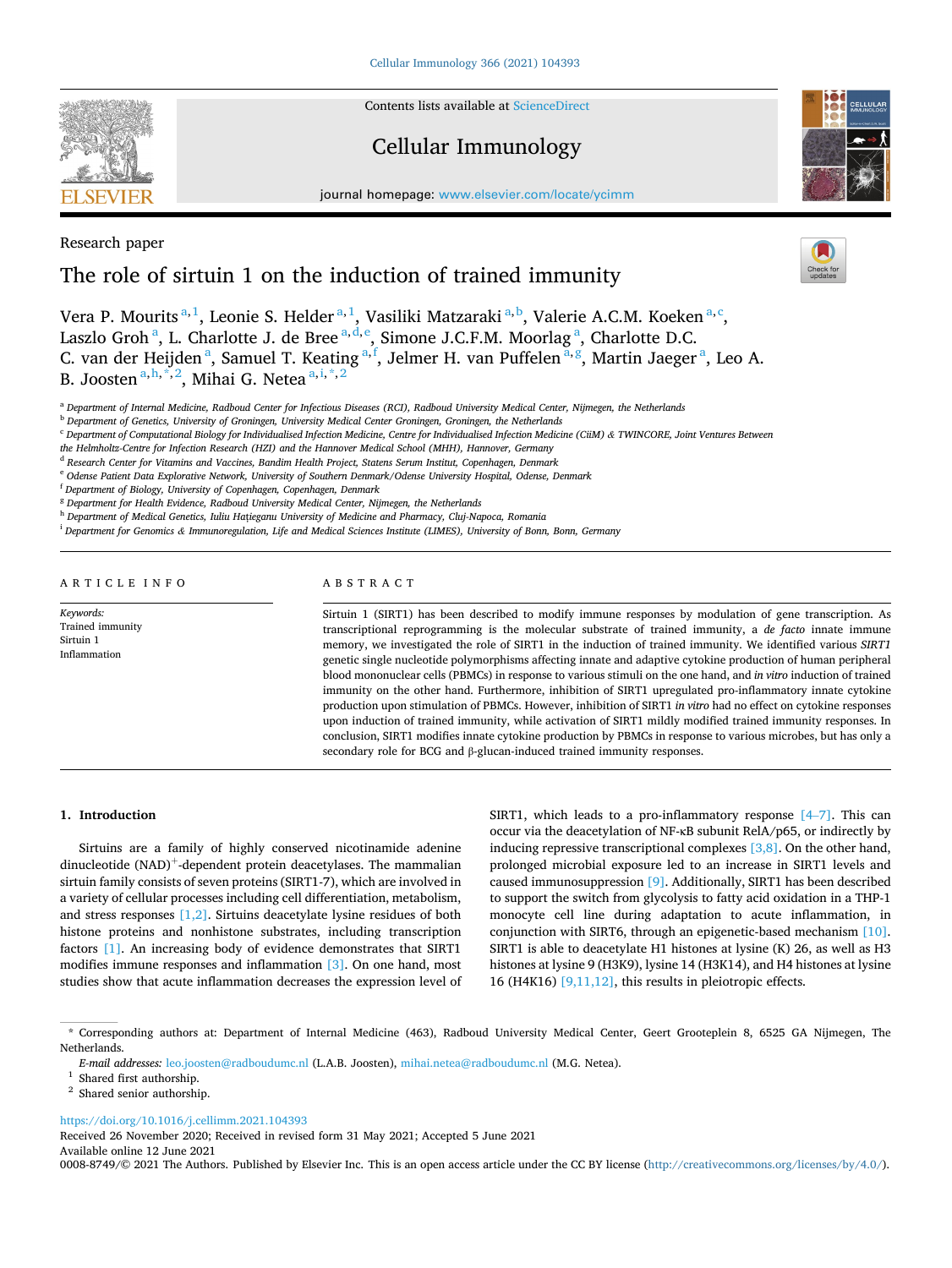Research paper

# The role of sirtuin 1 on the induction of trained immunity

Vera P. Mourits[a,1], Leonie S. Helder[a,1], Vasiliki Matzaraki[a,b], Valerie A.C.M. Koeken[a,c], Laszlo Groh[a], L. Charlotte J. de Bree[a,d,e], Simone J.C.F.M. Moorlag[a], Charlotte D.C. C. van der Heijden[a], Samuel T. Keating[a,f], Jelmer H. van Puffelen[a,g], Martin Jaeger[a], Leo A. B. Joosten[a,h,*,2], Mihai G. Netea[a,i,*,2]

[a] Department of Internal Medicine, Radboud Center for Infectious Diseases (RCI), Radboud University Medical Center, Nijmegen, the Netherlands
[b] Department of Genetics, University of Groningen, University Medical Center Groningen, Groningen, the Netherlands
[c] Department of Computational Biology for Individualised Infection Medicine, Centre for Individualised Infection Medicine (CiiM) & TWINCORE, Joint Ventures Between the Helmholtz-Centre for Infection Research (HZI) and the Hannover Medical School (MHH), Hannover, Germany
[d] Research Center for Vitamins and Vaccines, Bandim Health Project, Statens Serum Institut, Copenhagen, Denmark
[e] Odense Patient Data Explorative Network, University of Southern Denmark/Odense University Hospital, Odense, Denmark
[f] Department of Biology, University of Copenhagen, Copenhagen, Denmark
[g] Department for Health Evidence, Radboud University Medical Center, Nijmegen, the Netherlands
[h] Department of Medical Genetics, Iuliu Hațieganu University of Medicine and Pharmacy, Cluj-Napoca, Romania
[i] Department for Genomics & Immunoregulation, Life and Medical Sciences Institute (LIMES), University of Bonn, Bonn, Germany

## ARTICLE INFO

*Keywords:*
Trained immunity
Sirtuin 1
Inflammation

## ABSTRACT

Sirtuin 1 (SIRT1) has been described to modify immune responses by modulation of gene transcription. As transcriptional reprogramming is the molecular substrate of trained immunity, a *de facto* innate immune memory, we investigated the role of SIRT1 in the induction of trained immunity. We identified various *SIRT1* genetic single nucleotide polymorphisms affecting innate and adaptive cytokine production of human peripheral blood mononuclear cells (PBMCs) in response to various stimuli on the one hand, and *in vitro* induction of trained immunity on the other hand. Furthermore, inhibition of SIRT1 upregulated pro-inflammatory innate cytokine production upon stimulation of PBMCs. However, inhibition of SIRT1 *in vitro* had no effect on cytokine responses upon induction of trained immunity, while activation of SIRT1 mildly modified trained immunity responses. In conclusion, SIRT1 modifies innate cytokine production by PBMCs in response to various microbes, but has only a secondary role for BCG and β-glucan-induced trained immunity responses.

## 1. Introduction

Sirtuins are a family of highly conserved nicotinamide adenine dinucleotide (NAD)$^{+}$-dependent protein deacetylases. The mammalian sirtuin family consists of seven proteins (SIRT1-7), which are involved in a variety of cellular processes including cell differentiation, metabolism, and stress responses [1,2]. Sirtuins deacetylate lysine residues of both histone proteins and nonhistone substrates, including transcription factors [1]. An increasing body of evidence demonstrates that SIRT1 modifies immune responses and inflammation [3]. On one hand, most studies show that acute inflammation decreases the expression level of SIRT1, which leads to a pro-inflammatory response [4–7]. This can occur via the deacetylation of NF-κB subunit RelA/p65, or indirectly by inducing repressive transcriptional complexes [3,8]. On the other hand, prolonged microbial exposure led to an increase in SIRT1 levels and caused immunosuppression [9]. Additionally, SIRT1 has been described to support the switch from glycolysis to fatty acid oxidation in a THP-1 monocyte cell line during adaptation to acute inflammation, in conjunction with SIRT6, through an epigenetic-based mechanism [10]. SIRT1 is able to deacetylate H1 histones at lysine (K) 26, as well as H3 histones at lysine 9 (H3K9), lysine 14 (H3K14), and H4 histones at lysine 16 (H4K16) [9,11,12], this results in pleiotropic effects.

* Corresponding authors at: Department of Internal Medicine (463), Radboud University Medical Center, Geert Grooteplein 8, 6525 GA Nijmegen, The Netherlands.
*E-mail addresses:* leo.joosten@radboudumc.nl (L.A.B. Joosten), mihai.netea@radboudumc.nl (M.G. Netea).
[1] Shared first authorship.
[2] Shared senior authorship.

https://doi.org/10.1016/j.cellimm.2021.104393
Received 26 November 2020; Received in revised form 31 May 2021; Accepted 5 June 2021
Available online 12 June 2021
0008-8749/© 2021 The Authors. Published by Elsevier Inc. This is an open access article under the CC BY license (http://creativecommons.org/licenses/by/4.0/).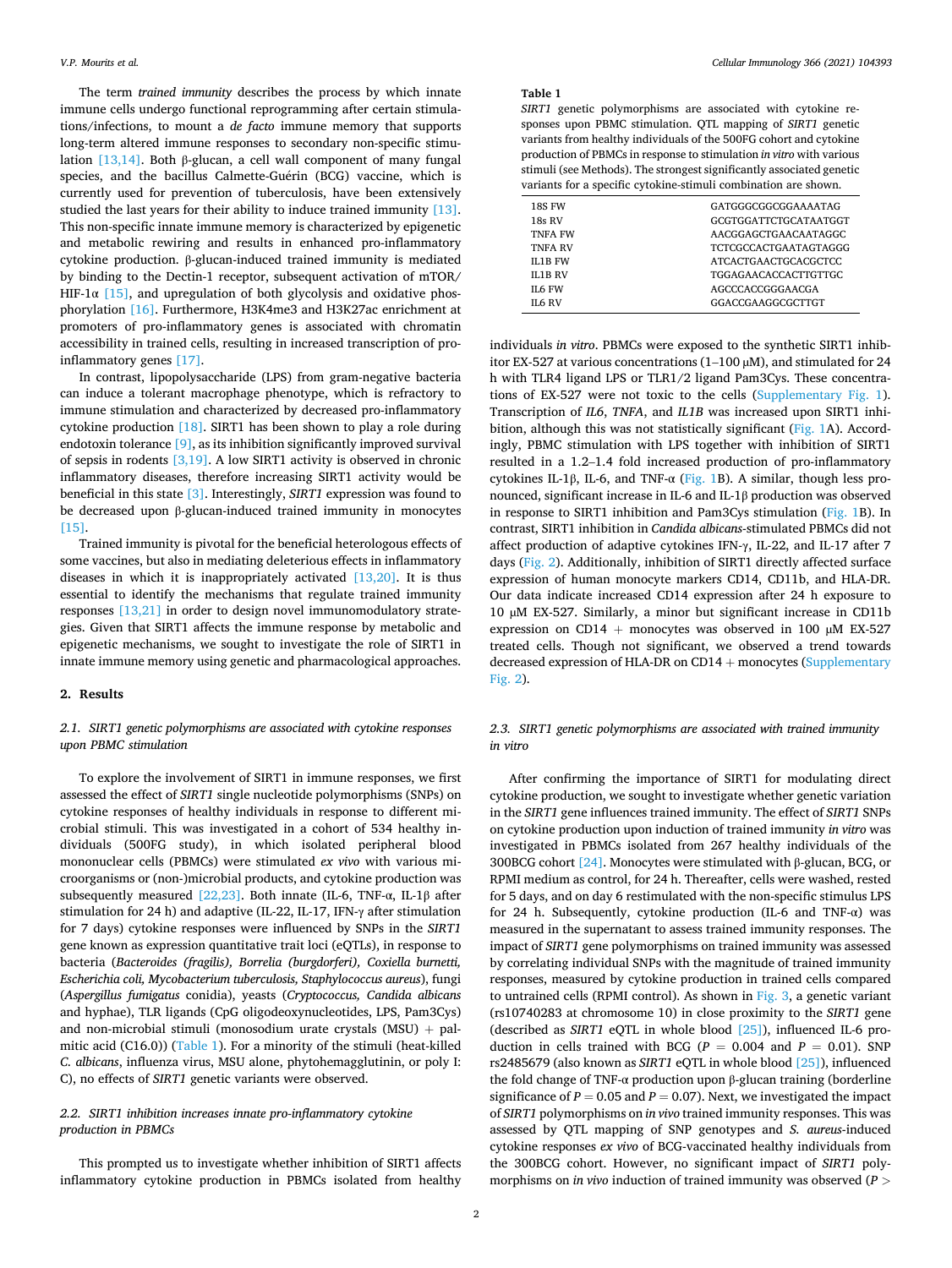The term *trained immunity* describes the process by which innate immune cells undergo functional reprogramming after certain stimulations/infections, to mount a *de facto* immune memory that supports long-term altered immune responses to secondary non-specific stimulation [13,14]. Both β-glucan, a cell wall component of many fungal species, and the bacillus Calmette-Guérin (BCG) vaccine, which is currently used for prevention of tuberculosis, have been extensively studied the last years for their ability to induce trained immunity [13]. This non-specific innate immune memory is characterized by epigenetic and metabolic rewiring and results in enhanced pro-inflammatory cytokine production. β-glucan-induced trained immunity is mediated by binding to the Dectin-1 receptor, subsequent activation of mTOR/HIF-1α [15], and upregulation of both glycolysis and oxidative phosphorylation [16]. Furthermore, H3K4me3 and H3K27ac enrichment at promoters of pro-inflammatory genes is associated with chromatin accessibility in trained cells, resulting in increased transcription of pro-inflammatory genes [17].

In contrast, lipopolysaccharide (LPS) from gram-negative bacteria can induce a tolerant macrophage phenotype, which is refractory to immune stimulation and characterized by decreased pro-inflammatory cytokine production [18]. SIRT1 has been shown to play a role during endotoxin tolerance [9], as its inhibition significantly improved survival of sepsis in rodents [3,19]. A low SIRT1 activity is observed in chronic inflammatory diseases, therefore increasing SIRT1 activity would be beneficial in this state [3]. Interestingly, *SIRT1* expression was found to be decreased upon β-glucan-induced trained immunity in monocytes [15].

Trained immunity is pivotal for the beneficial heterologous effects of some vaccines, but also in mediating deleterious effects in inflammatory diseases in which it is inappropriately activated [13,20]. It is thus essential to identify the mechanisms that regulate trained immunity responses [13,21] in order to design novel immunomodulatory strategies. Given that SIRT1 affects the immune response by metabolic and epigenetic mechanisms, we sought to investigate the role of SIRT1 in innate immune memory using genetic and pharmacological approaches.

## 2. Results

### 2.1. SIRT1 genetic polymorphisms are associated with cytokine responses upon PBMC stimulation

To explore the involvement of SIRT1 in immune responses, we first assessed the effect of *SIRT1* single nucleotide polymorphisms (SNPs) on cytokine responses of healthy individuals in response to different microbial stimuli. This was investigated in a cohort of 534 healthy individuals (500FG study), in which isolated peripheral blood mononuclear cells (PBMCs) were stimulated *ex vivo* with various microorganisms or (non-)microbial products, and cytokine production was subsequently measured [22,23]. Both innate (IL-6, TNF-α, IL-1β after stimulation for 24 h) and adaptive (IL-22, IL-17, IFN-γ after stimulation for 7 days) cytokine responses were influenced by SNPs in the *SIRT1* gene known as expression quantitative trait loci (eQTLs), in response to bacteria (*Bacteroides (fragilis), Borrelia (burgdorferi), Coxiella burnetti, Escherichia coli, Mycobacterium tuberculosis, Staphylococcus aureus*), fungi (*Aspergillus fumigatus* conidia), yeasts (*Cryptococcus, Candida albicans* and hyphae), TLR ligands (CpG oligodeoxynucleotides, LPS, Pam3Cys) and non-microbial stimuli (monosodium urate crystals (MSU) + palmitic acid (C16.0)) (Table 1). For a minority of the stimuli (heat-killed *C. albicans*, influenza virus, MSU alone, phytohemagglutinin, or poly I:C), no effects of *SIRT1* genetic variants were observed.

### 2.2. SIRT1 inhibition increases innate pro-inflammatory cytokine production in PBMCs

This prompted us to investigate whether inhibition of SIRT1 affects inflammatory cytokine production in PBMCs isolated from healthy individuals *in vitro*. PBMCs were exposed to the synthetic SIRT1 inhibitor EX-527 at various concentrations (1–100 μM), and stimulated for 24 h with TLR4 ligand LPS or TLR1/2 ligand Pam3Cys. These concentrations of EX-527 were not toxic to the cells (Supplementary Fig. 1). Transcription of *IL6*, *TNFA*, and *IL1B* was increased upon SIRT1 inhibition, although this was not statistically significant (Fig. 1A). Accordingly, PBMC stimulation with LPS together with inhibition of SIRT1 resulted in a 1.2–1.4 fold increased production of pro-inflammatory cytokines IL-1β, IL-6, and TNF-α (Fig. 1B). A similar, though less pronounced, significant increase in IL-6 and IL-1β production was observed in response to SIRT1 inhibition and Pam3Cys stimulation (Fig. 1B). In contrast, SIRT1 inhibition in *Candida albicans*-stimulated PBMCs did not affect production of adaptive cytokines IFN-γ, IL-22, and IL-17 after 7 days (Fig. 2). Additionally, inhibition of SIRT1 directly affected surface expression of human monocyte markers CD14, CD11b, and HLA-DR. Our data indicate increased CD14 expression after 24 h exposure to 10 μM EX-527. Similarly, a minor but significant increase in CD11b expression on CD14 + monocytes was observed in 100 μM EX-527 treated cells. Though not significant, we observed a trend towards decreased expression of HLA-DR on CD14 + monocytes (Supplementary Fig. 2).

**Table 1**
*SIRT1* genetic polymorphisms are associated with cytokine responses upon PBMC stimulation. QTL mapping of *SIRT1* genetic variants from healthy individuals of the 500FG cohort and cytokine production of PBMCs in response to stimulation *in vitro* with various stimuli (see Methods). The strongest significantly associated genetic variants for a specific cytokine-stimuli combination are shown.

| | |
|---|---|
| 18S FW | GATGGGCGGCGGAAAATAG |
| 18s RV | GCGTGGATTCTGCATAATGGT |
| TNFA FW | AACGGAGCTGAACAATAGGC |
| TNFA RV | TCTCGCCACTGAATAGTAGGG |
| IL1B FW | ATCACTGAACTGCACGCTCC |
| IL1B RV | TGGAGAACACCACTTGTTGC |
| IL6 FW | AGCCCACCGGGAACGA |
| IL6 RV | GGACCGAAGGCGCTTGT |

### 2.3. SIRT1 genetic polymorphisms are associated with trained immunity in vitro

After confirming the importance of SIRT1 for modulating direct cytokine production, we sought to investigate whether genetic variation in the *SIRT1* gene influences trained immunity. The effect of *SIRT1* SNPs on cytokine production upon induction of trained immunity *in vitro* was investigated in PBMCs isolated from 267 healthy individuals of the 300BCG cohort [24]. Monocytes were stimulated with β-glucan, BCG, or RPMI medium as control, for 24 h. Thereafter, cells were washed, rested for 5 days, and on day 6 restimulated with the non-specific stimulus LPS for 24 h. Subsequently, cytokine production (IL-6 and TNF-α) was measured in the supernatant to assess trained immunity responses. The impact of *SIRT1* gene polymorphisms on trained immunity was assessed by correlating individual SNPs with the magnitude of trained immunity responses, measured by cytokine production in trained cells compared to untrained cells (RPMI control). As shown in Fig. 3, a genetic variant (rs10740283 at chromosome 10) in close proximity to the *SIRT1* gene (described as *SIRT1* eQTL in whole blood [25]), influenced IL-6 production in cells trained with BCG ($P = 0.004$ and $P = 0.01$). SNP rs2485679 (also known as *SIRT1* eQTL in whole blood [25]), influenced the fold change of TNF-α production upon β-glucan training (borderline significance of $P = 0.05$ and $P = 0.07$). Next, we investigated the impact of *SIRT1* polymorphisms on *in vivo* trained immunity responses. This was assessed by QTL mapping of SNP genotypes and *S. aureus*-induced cytokine responses *ex vivo* of BCG-vaccinated healthy individuals from the 300BCG cohort. However, no significant impact of *SIRT1* polymorphisms on *in vivo* induction of trained immunity was observed ($P >$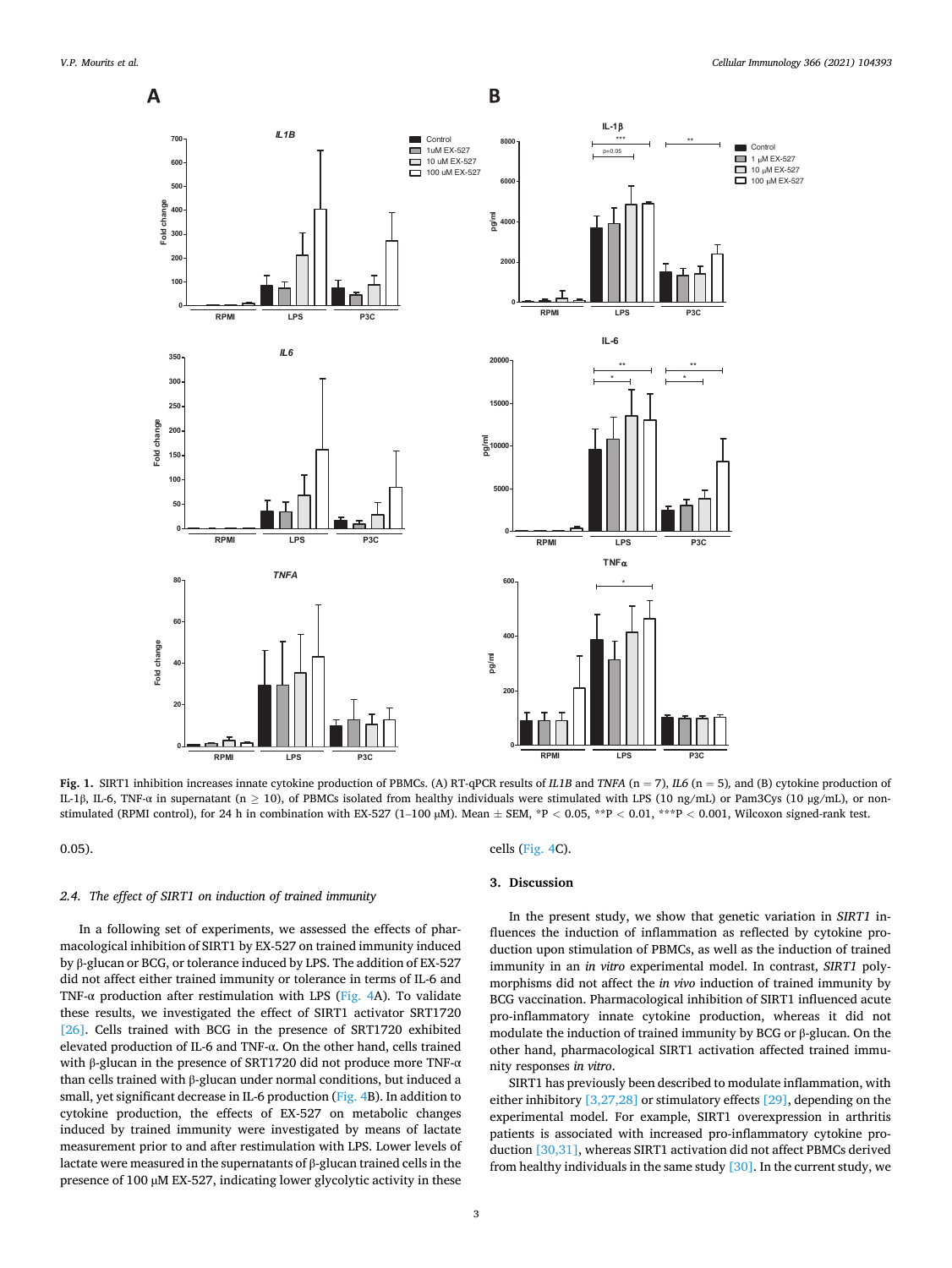**Fig. 1.** SIRT1 inhibition increases innate cytokine production of PBMCs. (A) RT-qPCR results of *IL1B* and *TNFA* (n = 7), *IL6* (n = 5), and (B) cytokine production of IL-1β, IL-6, TNF-α in supernatant (n ≥ 10), of PBMCs isolated from healthy individuals were stimulated with LPS (10 ng/mL) or Pam3Cys (10 μg/mL), or non-stimulated (RPMI control), for 24 h in combination with EX-527 (1–100 μM). Mean ± SEM, *P < 0.05, **P < 0.01, ***P < 0.001, Wilcoxon signed-rank test.

0.05).

### 2.4. The effect of SIRT1 on induction of trained immunity

In a following set of experiments, we assessed the effects of pharmacological inhibition of SIRT1 by EX-527 on trained immunity induced by β-glucan or BCG, or tolerance induced by LPS. The addition of EX-527 did not affect either trained immunity or tolerance in terms of IL-6 and TNF-α production after restimulation with LPS (Fig. 4A). To validate these results, we investigated the effect of SIRT1 activator SRT1720 [26]. Cells trained with BCG in the presence of SRT1720 exhibited elevated production of IL-6 and TNF-α. On the other hand, cells trained with β-glucan in the presence of SRT1720 did not produce more TNF-α than cells trained with β-glucan under normal conditions, but induced a small, yet significant decrease in IL-6 production (Fig. 4B). In addition to cytokine production, the effects of EX-527 on metabolic changes induced by trained immunity were investigated by means of lactate measurement prior to and after restimulation with LPS. Lower levels of lactate were measured in the supernatants of β-glucan trained cells in the presence of 100 μM EX-527, indicating lower glycolytic activity in these cells (Fig. 4C).

## 3. Discussion

In the present study, we show that genetic variation in *SIRT1* influences the induction of inflammation as reflected by cytokine production upon stimulation of PBMCs, as well as the induction of trained immunity in an *in vitro* experimental model. In contrast, *SIRT1* polymorphisms did not affect the *in vivo* induction of trained immunity by BCG vaccination. Pharmacological inhibition of SIRT1 influenced acute pro-inflammatory innate cytokine production, whereas it did not modulate the induction of trained immunity by BCG or β-glucan. On the other hand, pharmacological SIRT1 activation affected trained immunity responses *in vitro*.

SIRT1 has previously been described to modulate inflammation, with either inhibitory [3,27,28] or stimulatory effects [29], depending on the experimental model. For example, SIRT1 overexpression in arthritis patients is associated with increased pro-inflammatory cytokine production [30,31], whereas SIRT1 activation did not affect PBMCs derived from healthy individuals in the same study [30]. In the current study, we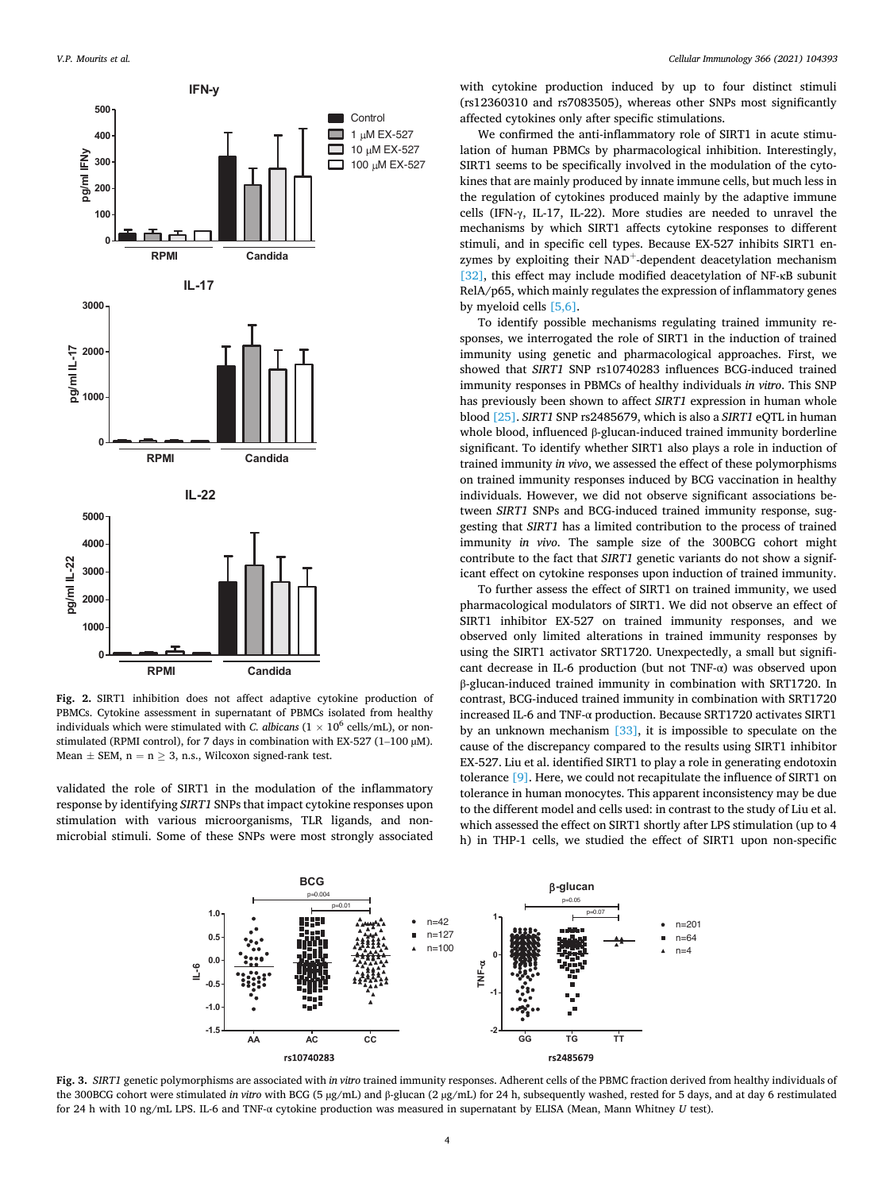**Fig. 2.** SIRT1 inhibition does not affect adaptive cytokine production of PBMCs. Cytokine assessment in supernatant of PBMCs isolated from healthy individuals which were stimulated with *C. albicans* ($1 \times 10^6$ cells/mL), or non-stimulated (RPMI control), for 7 days in combination with EX-527 (1–100 μM). Mean ± SEM, n = n ≥ 3, n.s., Wilcoxon signed-rank test.

validated the role of SIRT1 in the modulation of the inflammatory response by identifying *SIRT1* SNPs that impact cytokine responses upon stimulation with various microorganisms, TLR ligands, and non-microbial stimuli. Some of these SNPs were most strongly associated with cytokine production induced by up to four distinct stimuli (rs12360310 and rs7083505), whereas other SNPs most significantly affected cytokines only after specific stimulations.

We confirmed the anti-inflammatory role of SIRT1 in acute stimulation of human PBMCs by pharmacological inhibition. Interestingly, SIRT1 seems to be specifically involved in the modulation of the cytokines that are mainly produced by innate immune cells, but much less in the regulation of cytokines produced mainly by the adaptive immune cells (IFN-γ, IL-17, IL-22). More studies are needed to unravel the mechanisms by which SIRT1 affects cytokine responses to different stimuli, and in specific cell types. Because EX-527 inhibits SIRT1 enzymes by exploiting their $NAD^+$-dependent deacetylation mechanism [32], this effect may include modified deacetylation of NF-κB subunit RelA/p65, which mainly regulates the expression of inflammatory genes by myeloid cells [5,6].

To identify possible mechanisms regulating trained immunity responses, we interrogated the role of SIRT1 in the induction of trained immunity using genetic and pharmacological approaches. First, we showed that *SIRT1* SNP rs10740283 influences BCG-induced trained immunity responses in PBMCs of healthy individuals *in vitro*. This SNP has previously been shown to affect *SIRT1* expression in human whole blood [25]. *SIRT1* SNP rs2485679, which is also a *SIRT1* eQTL in human whole blood, influenced β-glucan-induced trained immunity borderline significant. To identify whether SIRT1 also plays a role in induction of trained immunity *in vivo*, we assessed the effect of these polymorphisms on trained immunity responses induced by BCG vaccination in healthy individuals. However, we did not observe significant associations between *SIRT1* SNPs and BCG-induced trained immunity response, suggesting that *SIRT1* has a limited contribution to the process of trained immunity *in vivo*. The sample size of the 300BCG cohort might contribute to the fact that *SIRT1* genetic variants do not show a significant effect on cytokine responses upon induction of trained immunity.

To further assess the effect of SIRT1 on trained immunity, we used pharmacological modulators of SIRT1. We did not observe an effect of SIRT1 inhibitor EX-527 on trained immunity responses, and we observed only limited alterations in trained immunity responses by using the SIRT1 activator SRT1720. Unexpectedly, a small but significant decrease in IL-6 production (but not TNF-α) was observed upon β-glucan-induced trained immunity in combination with SRT1720. In contrast, BCG-induced trained immunity in combination with SRT1720 increased IL-6 and TNF-α production. Because SRT1720 activates SIRT1 by an unknown mechanism [33], it is impossible to speculate on the cause of the discrepancy compared to the results using SIRT1 inhibitor EX-527. Liu et al. identified SIRT1 to play a role in generating endotoxin tolerance [9]. Here, we could not recapitulate the influence of SIRT1 on tolerance in human monocytes. This apparent inconsistency may be due to the different model and cells used: in contrast to the study of Liu et al. which assessed the effect on SIRT1 shortly after LPS stimulation (up to 4 h) in THP-1 cells, we studied the effect of SIRT1 upon non-specific

**Fig. 3.** *SIRT1* genetic polymorphisms are associated with *in vitro* trained immunity responses. Adherent cells of the PBMC fraction derived from healthy individuals of the 300BCG cohort were stimulated *in vitro* with BCG (5 μg/mL) and β-glucan (2 μg/mL) for 24 h, subsequently washed, rested for 5 days, and at day 6 restimulated for 24 h with 10 ng/mL LPS. IL-6 and TNF-α cytokine production was measured in supernatant by ELISA (Mean, Mann Whitney *U* test).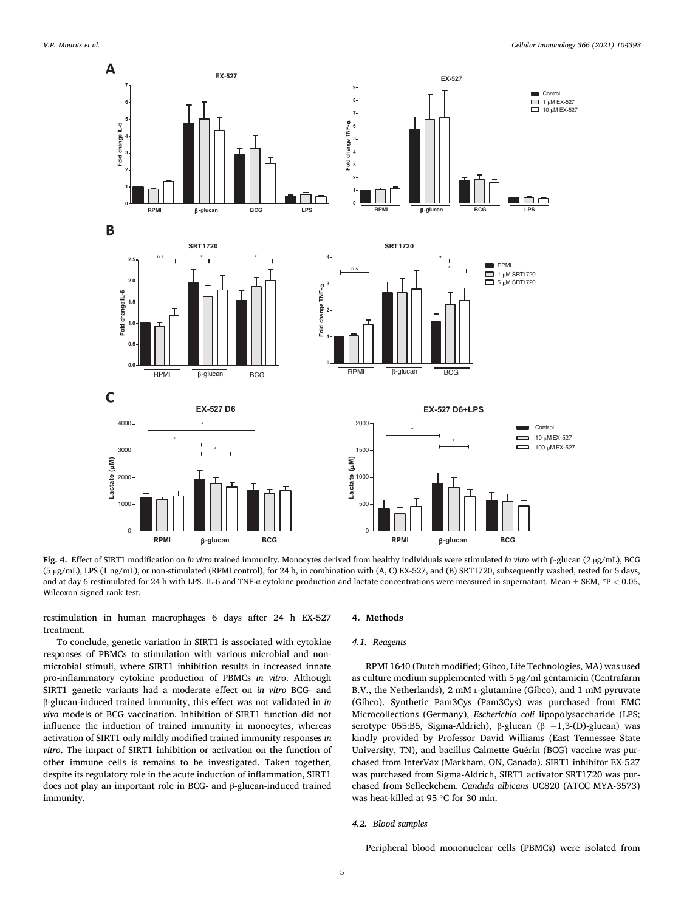Fig. 4. Effect of SIRT1 modification on *in vitro* trained immunity. Monocytes derived from healthy individuals were stimulated *in vitro* with β-glucan (2 μg/mL), BCG (5 μg/mL), LPS (1 ng/mL), or non-stimulated (RPMI control), for 24 h, in combination with (A, C) EX-527, and (B) SRT1720, subsequently washed, rested for 5 days, and at day 6 restimulated for 24 h with LPS. IL-6 and TNF-α cytokine production and lactate concentrations were measured in supernatant. Mean ± SEM, *P < 0.05, Wilcoxon signed rank test.

restimulation in human macrophages 6 days after 24 h EX-527 treatment.

To conclude, genetic variation in SIRT1 is associated with cytokine responses of PBMCs to stimulation with various microbial and non-microbial stimuli, where SIRT1 inhibition results in increased innate pro-inflammatory cytokine production of PBMCs *in vitro*. Although SIRT1 genetic variants had a moderate effect on *in vitro* BCG- and β-glucan-induced trained immunity, this effect was not validated in *in vivo* models of BCG vaccination. Inhibition of SIRT1 function did not influence the induction of trained immunity in monocytes, whereas activation of SIRT1 only mildly modified trained immunity responses *in vitro*. The impact of SIRT1 inhibition or activation on the function of other immune cells is remains to be investigated. Taken together, despite its regulatory role in the acute induction of inflammation, SIRT1 does not play an important role in BCG- and β-glucan-induced trained immunity.

## 4. Methods

### 4.1. Reagents

RPMI 1640 (Dutch modified; Gibco, Life Technologies, MA) was used as culture medium supplemented with 5 μg/ml gentamicin (Centrafarm B.V., the Netherlands), 2 mM L-glutamine (Gibco), and 1 mM pyruvate (Gibco). Synthetic Pam3Cys (Pam3Cys) was purchased from EMC Microcollections (Germany), *Escherichia coli* lipopolysaccharide (LPS; serotype 055:B5, Sigma-Aldrich), β-glucan (β −1,3-(D)-glucan) was kindly provided by Professor David Williams (East Tennessee State University, TN), and bacillus Calmette Guérin (BCG) vaccine was purchased from InterVax (Markham, ON, Canada). SIRT1 inhibitor EX-527 was purchased from Sigma-Aldrich, SIRT1 activator SRT1720 was purchased from Selleckchem. *Candida albicans* UC820 (ATCC MYA-3573) was heat-killed at 95 °C for 30 min.

### 4.2. Blood samples

Peripheral blood mononuclear cells (PBMCs) were isolated from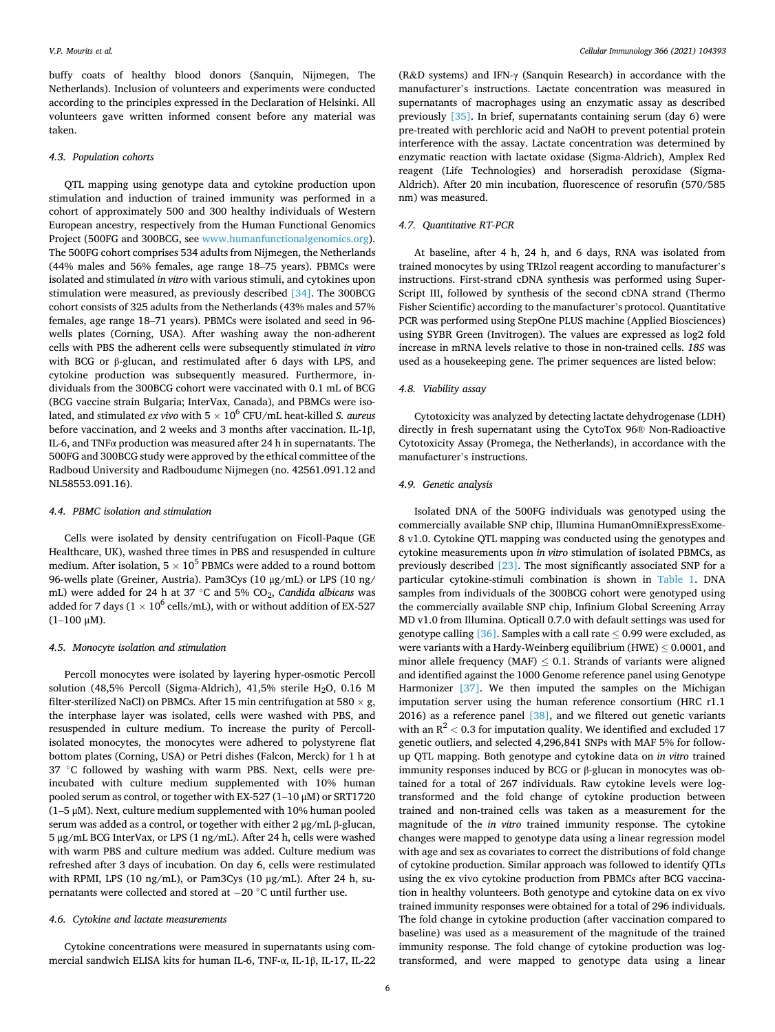buffy coats of healthy blood donors (Sanquin, Nijmegen, The Netherlands). Inclusion of volunteers and experiments were conducted according to the principles expressed in the Declaration of Helsinki. All volunteers gave written informed consent before any material was taken.

### 4.3. Population cohorts

QTL mapping using genotype data and cytokine production upon stimulation and induction of trained immunity was performed in a cohort of approximately 500 and 300 healthy individuals of Western European ancestry, respectively from the Human Functional Genomics Project (500FG and 300BCG, see www.humanfunctionalgenomics.org). The 500FG cohort comprises 534 adults from Nijmegen, the Netherlands (44% males and 56% females, age range 18–75 years). PBMCs were isolated and stimulated *in vitro* with various stimuli, and cytokines upon stimulation were measured, as previously described [34]. The 300BCG cohort consists of 325 adults from the Netherlands (43% males and 57% females, age range 18–71 years). PBMCs were isolated and seed in 96-wells plates (Corning, USA). After washing away the non-adherent cells with PBS the adherent cells were subsequently stimulated *in vitro* with BCG or β-glucan, and restimulated after 6 days with LPS, and cytokine production was subsequently measured. Furthermore, individuals from the 300BCG cohort were vaccinated with 0.1 mL of BCG (BCG vaccine strain Bulgaria; InterVax, Canada), and PBMCs were isolated, and stimulated *ex vivo* with $5 \times 10^6$ CFU/mL heat-killed *S. aureus* before vaccination, and 2 weeks and 3 months after vaccination. IL-1β, IL-6, and TNFα production was measured after 24 h in supernatants. The 500FG and 300BCG study were approved by the ethical committee of the Radboud University and Radboudumc Nijmegen (no. 42561.091.12 and NL58553.091.16).

### 4.4. PBMC isolation and stimulation

Cells were isolated by density centrifugation on Ficoll-Paque (GE Healthcare, UK), washed three times in PBS and resuspended in culture medium. After isolation, $5 \times 10^5$ PBMCs were added to a round bottom 96-wells plate (Greiner, Austria). Pam3Cys (10 μg/mL) or LPS (10 ng/mL) were added for 24 h at 37 °C and 5% $CO_2$, *Candida albicans* was added for 7 days ($1 \times 10^6$ cells/mL), with or without addition of EX-527 (1–100 μM).

### 4.5. Monocyte isolation and stimulation

Percoll monocytes were isolated by layering hyper-osmotic Percoll solution (48,5% Percoll (Sigma-Aldrich), 41,5% sterile $H_2O$, 0.16 M filter-sterilized NaCl) on PBMCs. After 15 min centrifugation at 580 × g, the interphase layer was isolated, cells were washed with PBS, and resuspended in culture medium. To increase the purity of Percoll-isolated monocytes, the monocytes were adhered to polystyrene flat bottom plates (Corning, USA) or Petri dishes (Falcon, Merck) for 1 h at 37 °C followed by washing with warm PBS. Next, cells were pre-incubated with culture medium supplemented with 10% human pooled serum as control, or together with EX-527 (1–10 μM) or SRT1720 (1–5 μM). Next, culture medium supplemented with 10% human pooled serum was added as a control, or together with either 2 μg/mL β-glucan, 5 μg/mL BCG InterVax, or LPS (1 ng/mL). After 24 h, cells were washed with warm PBS and culture medium was added. Culture medium was refreshed after 3 days of incubation. On day 6, cells were restimulated with RPMI, LPS (10 ng/mL), or Pam3Cys (10 μg/mL). After 24 h, supernatants were collected and stored at −20 °C until further use.

### 4.6. Cytokine and lactate measurements

Cytokine concentrations were measured in supernatants using commercial sandwich ELISA kits for human IL-6, TNF-α, IL-1β, IL-17, IL-22 (R&D systems) and IFN-γ (Sanquin Research) in accordance with the manufacturer's instructions. Lactate concentration was measured in supernatants of macrophages using an enzymatic assay as described previously [35]. In brief, supernatants containing serum (day 6) were pre-treated with perchloric acid and NaOH to prevent potential protein interference with the assay. Lactate concentration was determined by enzymatic reaction with lactate oxidase (Sigma-Aldrich), Amplex Red reagent (Life Technologies) and horseradish peroxidase (Sigma-Aldrich). After 20 min incubation, fluorescence of resorufin (570/585 nm) was measured.

### 4.7. Quantitative RT-PCR

At baseline, after 4 h, 24 h, and 6 days, RNA was isolated from trained monocytes by using TRIzol reagent according to manufacturer's instructions. First-strand cDNA synthesis was performed using SuperScript III, followed by synthesis of the second cDNA strand (Thermo Fisher Scientific) according to the manufacturer's protocol. Quantitative PCR was performed using StepOne PLUS machine (Applied Biosciences) using SYBR Green (Invitrogen). The values are expressed as log2 fold increase in mRNA levels relative to those in non-trained cells. *18S* was used as a housekeeping gene. The primer sequences are listed below:

### 4.8. Viability assay

Cytotoxicity was analyzed by detecting lactate dehydrogenase (LDH) directly in fresh supernatant using the CytoTox 96® Non-Radioactive Cytotoxicity Assay (Promega, the Netherlands), in accordance with the manufacturer's instructions.

### 4.9. Genetic analysis

Isolated DNA of the 500FG individuals was genotyped using the commercially available SNP chip, Illumina HumanOmniExpressExome-8 v1.0. Cytokine QTL mapping was conducted using the genotypes and cytokine measurements upon *in vitro* stimulation of isolated PBMCs, as previously described [23]. The most significantly associated SNP for a particular cytokine-stimuli combination is shown in Table 1. DNA samples from individuals of the 300BCG cohort were genotyped using the commercially available SNP chip, Infinium Global Screening Array MD v1.0 from Illumina. Opticall 0.7.0 with default settings was used for genotype calling [36]. Samples with a call rate ≤ 0.99 were excluded, as were variants with a Hardy-Weinberg equilibrium (HWE) ≤ 0.0001, and minor allele frequency (MAF) ≤ 0.1. Strands of variants were aligned and identified against the 1000 Genome reference panel using Genotype Harmonizer [37]. We then imputed the samples on the Michigan imputation server using the human reference consortium (HRC r1.1 2016) as a reference panel [38], and we filtered out genetic variants with an $R^2 < 0.3$ for imputation quality. We identified and excluded 17 genetic outliers, and selected 4,296,841 SNPs with MAF 5% for follow-up QTL mapping. Both genotype and cytokine data on *in vitro* trained immunity responses induced by BCG or β-glucan in monocytes was obtained for a total of 267 individuals. Raw cytokine levels were log-transformed and the fold change of cytokine production between trained and non-trained cells was taken as a measurement for the magnitude of the *in vitro* trained immunity response. The cytokine changes were mapped to genotype data using a linear regression model with age and sex as covariates to correct the distributions of fold change of cytokine production. Similar approach was followed to identify QTLs using the ex vivo cytokine production from PBMCs after BCG vaccination in healthy volunteers. Both genotype and cytokine data on ex vivo trained immunity responses were obtained for a total of 296 individuals. The fold change in cytokine production (after vaccination compared to baseline) was used as a measurement of the magnitude of the trained immunity response. The fold change of cytokine production was log-transformed, and were mapped to genotype data using a linear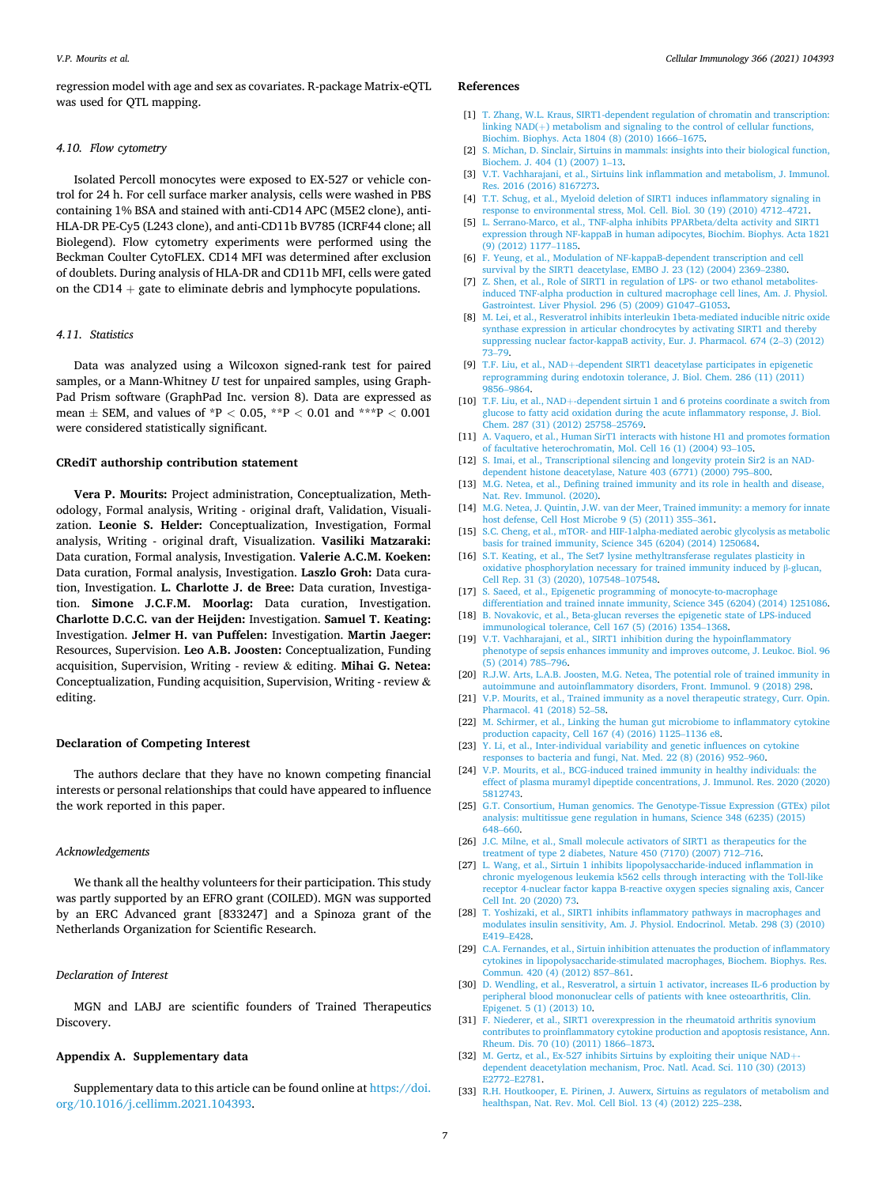regression model with age and sex as covariates. R-package Matrix-eQTL was used for QTL mapping.

### 4.10. Flow cytometry

Isolated Percoll monocytes were exposed to EX-527 or vehicle control for 24 h. For cell surface marker analysis, cells were washed in PBS containing 1% BSA and stained with anti-CD14 APC (M5E2 clone), anti-HLA-DR PE-Cy5 (L243 clone), and anti-CD11b BV785 (ICRF44 clone; all Biolegend). Flow cytometry experiments were performed using the Beckman Coulter CytoFLEX. CD14 MFI was determined after exclusion of doublets. During analysis of HLA-DR and CD11b MFI, cells were gated on the CD14 + gate to eliminate debris and lymphocyte populations.

### 4.11. Statistics

Data was analyzed using a Wilcoxon signed-rank test for paired samples, or a Mann-Whitney *U* test for unpaired samples, using GraphPad Prism software (GraphPad Inc. version 8). Data are expressed as mean ± SEM, and values of *$P < 0.05$, **$P < 0.01$ and ***$P < 0.001$ were considered statistically significant.

## CRediT authorship contribution statement

**Vera P. Mourits:** Project administration, Conceptualization, Methodology, Formal analysis, Writing - original draft, Validation, Visualization. **Leonie S. Helder:** Conceptualization, Investigation, Formal analysis, Writing - original draft, Visualization. **Vasiliki Matzaraki:** Data curation, Formal analysis, Investigation. **Valerie A.C.M. Koeken:** Data curation, Formal analysis, Investigation. **Laszlo Groh:** Data curation, Investigation. **L. Charlotte J. de Bree:** Data curation, Investigation. **Simone J.C.F.M. Moorlag:** Data curation, Investigation. **Charlotte D.C.C. van der Heijden:** Investigation. **Samuel T. Keating:** Investigation. **Jelmer H. van Puffelen:** Investigation. **Martin Jaeger:** Resources, Supervision. **Leo A.B. Joosten:** Conceptualization, Funding acquisition, Supervision, Writing - review & editing. **Mihai G. Netea:** Conceptualization, Funding acquisition, Supervision, Writing - review & editing.

## Declaration of Competing Interest

The authors declare that they have no known competing financial interests or personal relationships that could have appeared to influence the work reported in this paper.

### Acknowledgements

We thank all the healthy volunteers for their participation. This study was partly supported by an EFRO grant (COILED). MGN was supported by an ERC Advanced grant [833247] and a Spinoza grant of the Netherlands Organization for Scientific Research.

### Declaration of Interest

MGN and LABJ are scientific founders of Trained Therapeutics Discovery.

## Appendix A. Supplementary data

Supplementary data to this article can be found online at https://doi.org/10.1016/j.cellimm.2021.104393.

## References

[1] T. Zhang, W.L. Kraus, SIRT1-dependent regulation of chromatin and transcription: linking NAD(+) metabolism and signaling to the control of cellular functions, Biochim. Biophys. Acta 1804 (8) (2010) 1666–1675.

[2] S. Michan, D. Sinclair, Sirtuins in mammals: insights into their biological function, Biochem. J. 404 (1) (2007) 1–13.

[3] V.T. Vachharajani, et al., Sirtuins link inflammation and metabolism, J. Immunol. Res. 2016 (2016) 8167273.

[4] T.T. Schug, et al., Myeloid deletion of SIRT1 induces inflammatory signaling in response to environmental stress, Mol. Cell. Biol. 30 (19) (2010) 4712–4721.

[5] L. Serrano-Marco, et al., TNF-alpha inhibits PPARbeta/delta activity and SIRT1 expression through NF-kappaB in human adipocytes, Biochim. Biophys. Acta 1821 (9) (2012) 1177–1185.

[6] F. Yeung, et al., Modulation of NF-kappaB-dependent transcription and cell survival by the SIRT1 deacetylase, EMBO J. 23 (12) (2004) 2369–2380.

[7] Z. Shen, et al., Role of SIRT1 in regulation of LPS- or two ethanol metabolites-induced TNF-alpha production in cultured macrophage cell lines, Am. J. Physiol. Gastrointest. Liver Physiol. 296 (5) (2009) G1047–G1053.

[8] M. Lei, et al., Resveratrol inhibits interleukin 1beta-mediated inducible nitric oxide synthase expression in articular chondrocytes by activating SIRT1 and thereby suppressing nuclear factor-kappaB activity, Eur. J. Pharmacol. 674 (2–3) (2012) 73–79.

[9] T.F. Liu, et al., NAD+-dependent SIRT1 deacetylase participates in epigenetic reprogramming during endotoxin tolerance, J. Biol. Chem. 286 (11) (2011) 9856–9864.

[10] T.F. Liu, et al., NAD+-dependent sirtuin 1 and 6 proteins coordinate a switch from glucose to fatty acid oxidation during the acute inflammatory response, J. Biol. Chem. 287 (31) (2012) 25758–25769.

[11] A. Vaquero, et al., Human SirT1 interacts with histone H1 and promotes formation of facultative heterochromatin, Mol. Cell 16 (1) (2004) 93–105.

[12] S. Imai, et al., Transcriptional silencing and longevity protein Sir2 is an NAD-dependent histone deacetylase, Nature 403 (6771) (2000) 795–800.

[13] M.G. Netea, et al., Defining trained immunity and its role in health and disease, Nat. Rev. Immunol. (2020).

[14] M.G. Netea, J. Quintin, J.W. van der Meer, Trained immunity: a memory for innate host defense, Cell Host Microbe 9 (5) (2011) 355–361.

[15] S.C. Cheng, et al., mTOR- and HIF-1alpha-mediated aerobic glycolysis as metabolic basis for trained immunity, Science 345 (6204) (2014) 1250684.

[16] S.T. Keating, et al., The Set7 lysine methyltransferase regulates plasticity in oxidative phosphorylation necessary for trained immunity induced by β-glucan, Cell Rep. 31 (3) (2020), 107548–107548.

[17] S. Saeed, et al., Epigenetic programming of monocyte-to-macrophage differentiation and trained innate immunity, Science 345 (6204) (2014) 1251086.

[18] B. Novakovic, et al., Beta-glucan reverses the epigenetic state of LPS-induced immunological tolerance, Cell 167 (5) (2016) 1354–1368.

[19] V.T. Vachharajani, et al., SIRT1 inhibition during the hypoinflammatory phenotype of sepsis enhances immunity and improves outcome, J. Leukoc. Biol. 96 (5) (2014) 785–796.

[20] R.J.W. Arts, L.A.B. Joosten, M.G. Netea, The potential role of trained immunity in autoimmune and autoinflammatory disorders, Front. Immunol. 9 (2018) 298.

[21] V.P. Mourits, et al., Trained immunity as a novel therapeutic strategy, Curr. Opin. Pharmacol. 41 (2018) 52–58.

[22] M. Schirmer, et al., Linking the human gut microbiome to inflammatory cytokine production capacity, Cell 167 (4) (2016) 1125–1136 e8.

[23] Y. Li, et al., Inter-individual variability and genetic influences on cytokine responses to bacteria and fungi, Nat. Med. 22 (8) (2016) 952–960.

[24] V.P. Mourits, et al., BCG-induced trained immunity in healthy individuals: the effect of plasma muramyl dipeptide concentrations, J. Immunol. Res. 2020 (2020) 5812743.

[25] G.T. Consortium, Human genomics. The Genotype-Tissue Expression (GTEx) pilot analysis: multitissue gene regulation in humans, Science 348 (6235) (2015) 648–660.

[26] J.C. Milne, et al., Small molecule activators of SIRT1 as therapeutics for the treatment of type 2 diabetes, Nature 450 (7170) (2007) 712–716.

[27] L. Wang, et al., Sirtuin 1 inhibits lipopolysaccharide-induced inflammation in chronic myelogenous leukemia k562 cells through interacting with the Toll-like receptor 4-nuclear factor kappa B-reactive oxygen species signaling axis, Cancer Cell Int. 20 (2020) 73.

[28] T. Yoshizaki, et al., SIRT1 inhibits inflammatory pathways in macrophages and modulates insulin sensitivity, Am. J. Physiol. Endocrinol. Metab. 298 (3) (2010) E419–E428.

[29] C.A. Fernandes, et al., Sirtuin inhibition attenuates the production of inflammatory cytokines in lipopolysaccharide-stimulated macrophages, Biochem. Biophys. Res. Commun. 420 (4) (2012) 857–861.

[30] D. Wendling, et al., Resveratrol, a sirtuin 1 activator, increases IL-6 production by peripheral blood mononuclear cells of patients with knee osteoarthritis, Clin. Epigenet. 5 (1) (2013) 10.

[31] F. Niederer, et al., SIRT1 overexpression in the rheumatoid arthritis synovium contributes to proinflammatory cytokine production and apoptosis resistance, Ann. Rheum. Dis. 70 (10) (2011) 1866–1873.

[32] M. Gertz, et al., Ex-527 inhibits Sirtuins by exploiting their unique NAD+-dependent deacetylation mechanism, Proc. Natl. Acad. Sci. 110 (30) (2013) E2772–E2781.

[33] R.H. Houtkooper, E. Pirinen, J. Auwerx, Sirtuins as regulators of metabolism and healthspan, Nat. Rev. Mol. Cell Biol. 13 (4) (2012) 225–238.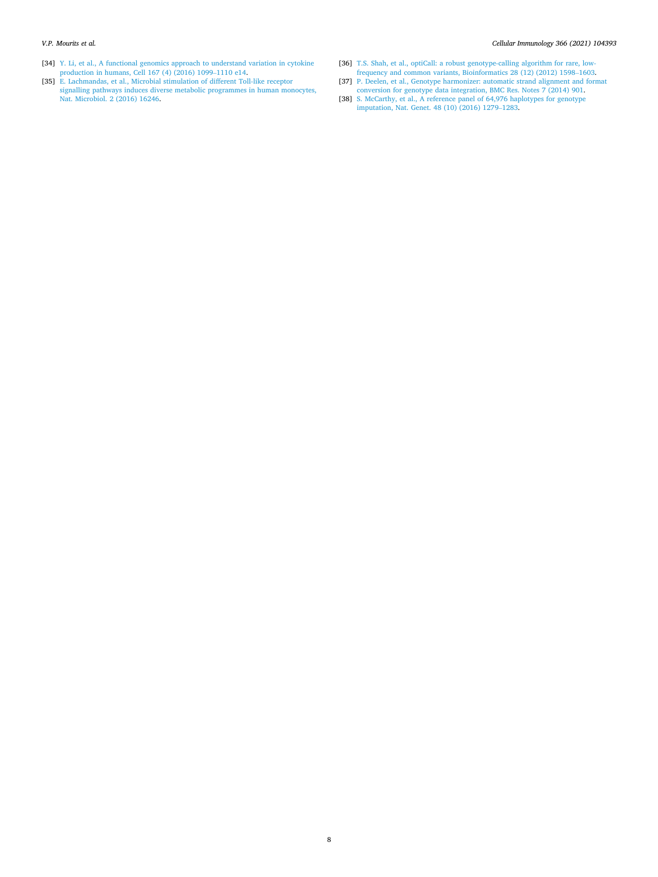[34] Y. Li, et al., A functional genomics approach to understand variation in cytokine production in humans, Cell 167 (4) (2016) 1099–1110 e14.

[35] E. Lachmandas, et al., Microbial stimulation of different Toll-like receptor signalling pathways induces diverse metabolic programmes in human monocytes, Nat. Microbiol. 2 (2016) 16246.

[36] T.S. Shah, et al., optiCall: a robust genotype-calling algorithm for rare, low-frequency and common variants, Bioinformatics 28 (12) (2012) 1598–1603.

[37] P. Deelen, et al., Genotype harmonizer: automatic strand alignment and format conversion for genotype data integration, BMC Res. Notes 7 (2014) 901.

[38] S. McCarthy, et al., A reference panel of 64,976 haplotypes for genotype imputation, Nat. Genet. 48 (10) (2016) 1279–1283.